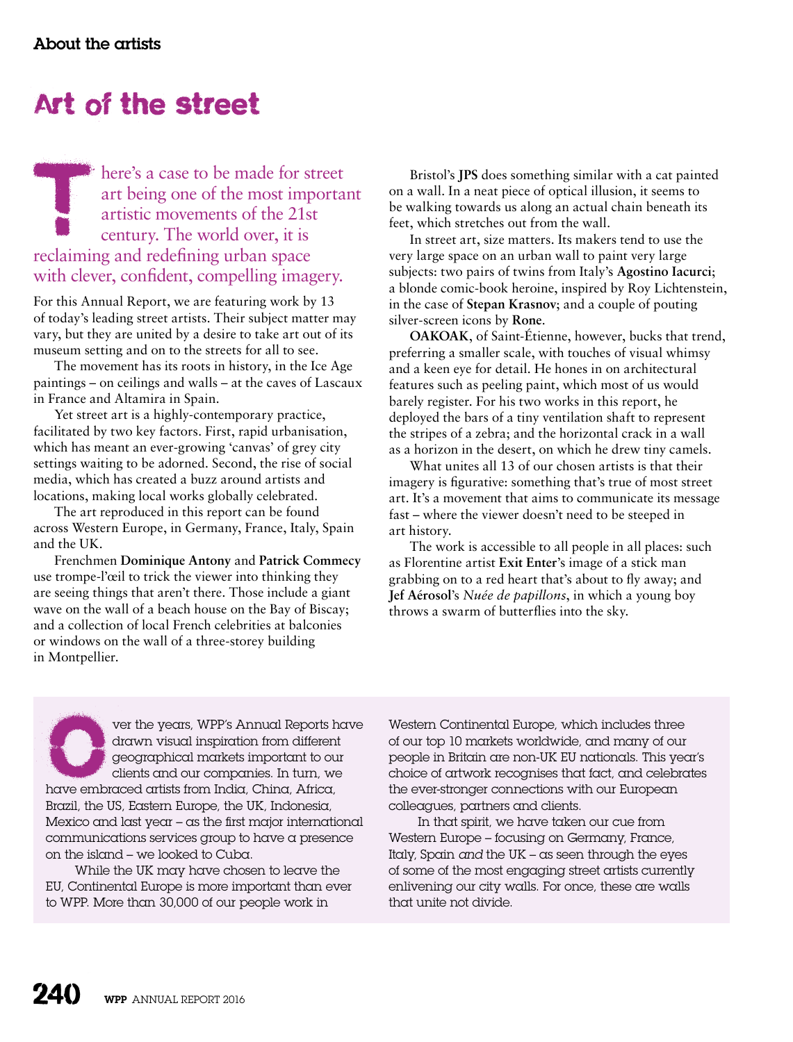About the artists

# Art of the street

There's a case to be made for street art being one of the most important artistic movements of the 21st century. The world over, it is reclaiming and redefining urban space with clever, confident, compelling imagery.

For this Annual Report, we are featuring work by 13 of today's leading street artists. Their subject matter may vary, but they are united by a desire to take art out of its museum setting and on to the streets for all to see.

The movement has its roots in history, in the Ice Age paintings – on ceilings and walls – at the caves of Lascaux in France and Altamira in Spain.

Yet street art is a highly-contemporary practice, facilitated by two key factors. First, rapid urbanisation, which has meant an ever-growing 'canvas' of grey city settings waiting to be adorned. Second, the rise of social media, which has created a buzz around artists and locations, making local works globally celebrated.

The art reproduced in this report can be found across Western Europe, in Germany, France, Italy, Spain and the UK.

Frenchmen **Dominique Antony** and **Patrick Commecy** use trompe-l'œil to trick the viewer into thinking they are seeing things that aren't there. Those include a giant wave on the wall of a beach house on the Bay of Biscay; and a collection of local French celebrities at balconies or windows on the wall of a three-storey building in Montpellier.

Bristol's **JPS** does something similar with a cat painted on a wall. In a neat piece of optical illusion, it seems to be walking towards us along an actual chain beneath its feet, which stretches out from the wall.

In street art, size matters. Its makers tend to use the very large space on an urban wall to paint very large subjects: two pairs of twins from Italy's **Agostino Iacurci**; a blonde comic-book heroine, inspired by Roy Lichtenstein, in the case of **Stepan Krasnov**; and a couple of pouting silver-screen icons by **Rone**.

**OAKOAK**, of Saint-Étienne, however, bucks that trend, preferring a smaller scale, with touches of visual whimsy and a keen eye for detail. He hones in on architectural features such as peeling paint, which most of us would barely register. For his two works in this report, he deployed the bars of a tiny ventilation shaft to represent the stripes of a zebra; and the horizontal crack in a wall as a horizon in the desert, on which he drew tiny camels.

What unites all 13 of our chosen artists is that their imagery is figurative: something that's true of most street art. It's a movement that aims to communicate its message fast – where the viewer doesn't need to be steeped in art history.

The work is accessible to all people in all places: such as Florentine artist **Exit Enter**'s image of a stick man grabbing on to a red heart that's about to fly away; and **Jef Aérosol**'s *Nuée de papillons*, in which a young boy throws a swarm of butterflies into the sky.

Over the years, WPP's Annual Reports have drawn visual inspiration from different geographical markets important to our clients and our companies. In turn, we have embraced artists from India, China, Africa, Brazil, the US, Eastern Europe, the UK, Indonesia, Mexico and last year – as the first major international communications services group to have a presence on the island – we looked to Cuba.

While the UK may have chosen to leave the EU, Continental Europe is more important than ever to WPP. More than 30,000 of our people work in Western Continental Europe, which includes three of our top 10 markets worldwide, and many of our people in Britain are non-UK EU nationals. This year's choice of artwork recognises that fact, and celebrates the ever-stronger connections with our European colleagues, partners and clients.

In that spirit, we have taken our cue from Western Europe – focusing on Germany, France, Italy, Spain *and* the UK – as seen through the eyes of some of the most engaging street artists currently enlivening our city walls. For once, these are walls that unite not divide.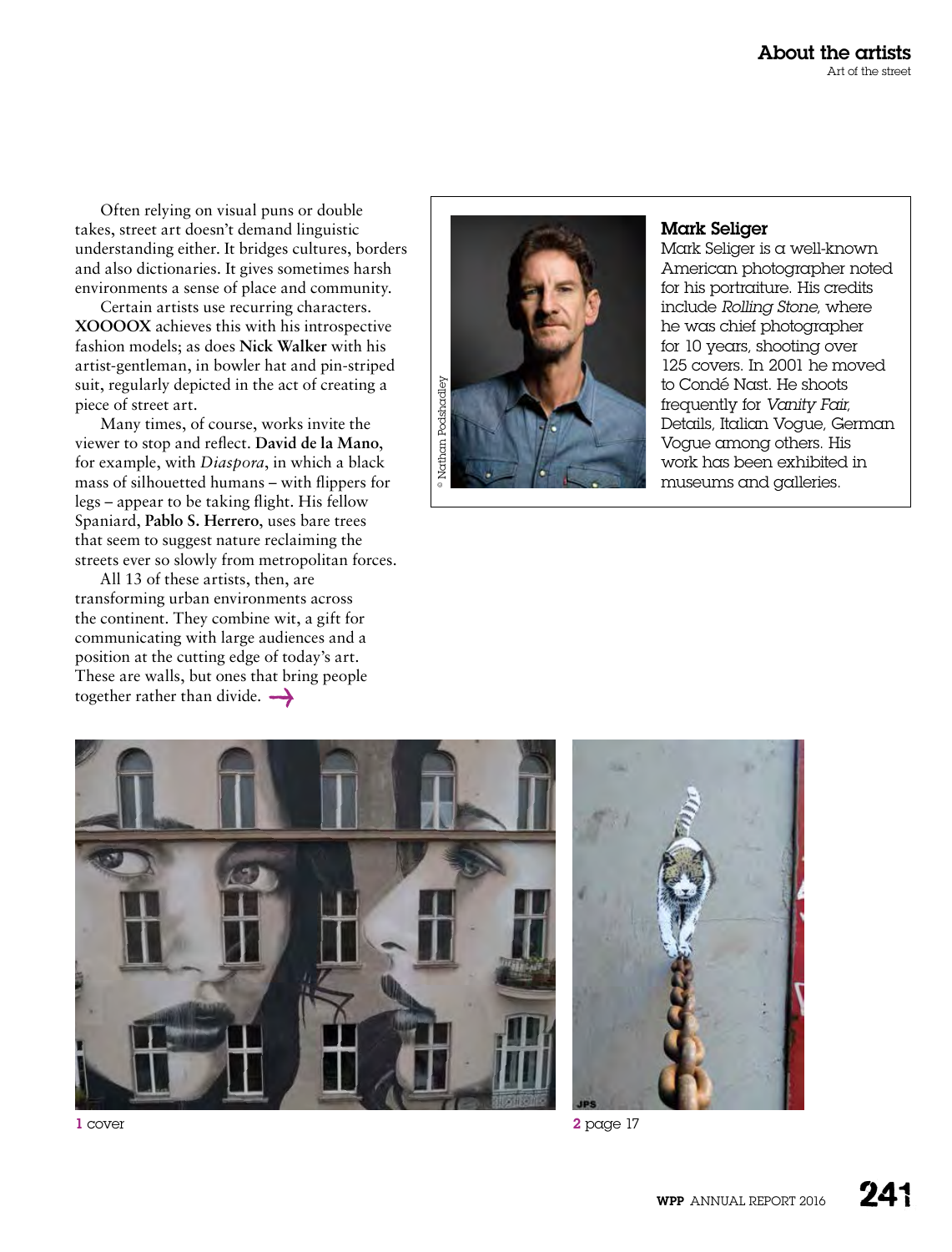Often relying on visual puns or double takes, street art doesn't demand linguistic understanding either. It bridges cultures, borders and also dictionaries. It gives sometimes harsh environments a sense of place and community.

Certain artists use recurring characters. **XOOOOX** achieves this with his introspective fashion models; as does **Nick Walker** with his artist-gentleman, in bowler hat and pin-striped suit, regularly depicted in the act of creating a piece of street art.

Many times, of course, works invite the viewer to stop and reflect. **David de la Mano**, for example, with *Diaspora*, in which a black mass of silhouetted humans – with flippers for legs – appear to be taking flight. His fellow Spaniard, **Pablo S. Herrero**, uses bare trees that seem to suggest nature reclaiming the streets ever so slowly from metropolitan forces.

All 13 of these artists, then, are transforming urban environments across the continent. They combine wit, a gift for communicating with large audiences and a position at the cutting edge of today's art. These are walls, but ones that bring people together rather than divide. →

© Nathan Podshadley

**Mark Seliger**

Mark Seliger is a well-known American photographer noted for his portraiture. His credits include *Rolling Stone*, where he was chief photographer for 10 years, shooting over 125 covers. In 2001 he moved to Condé Nast. He shoots frequently for *Vanity Fair*, Details, Italian Vogue, German Vogue among others. His work has been exhibited in museums and galleries.

1 cover

2 page 17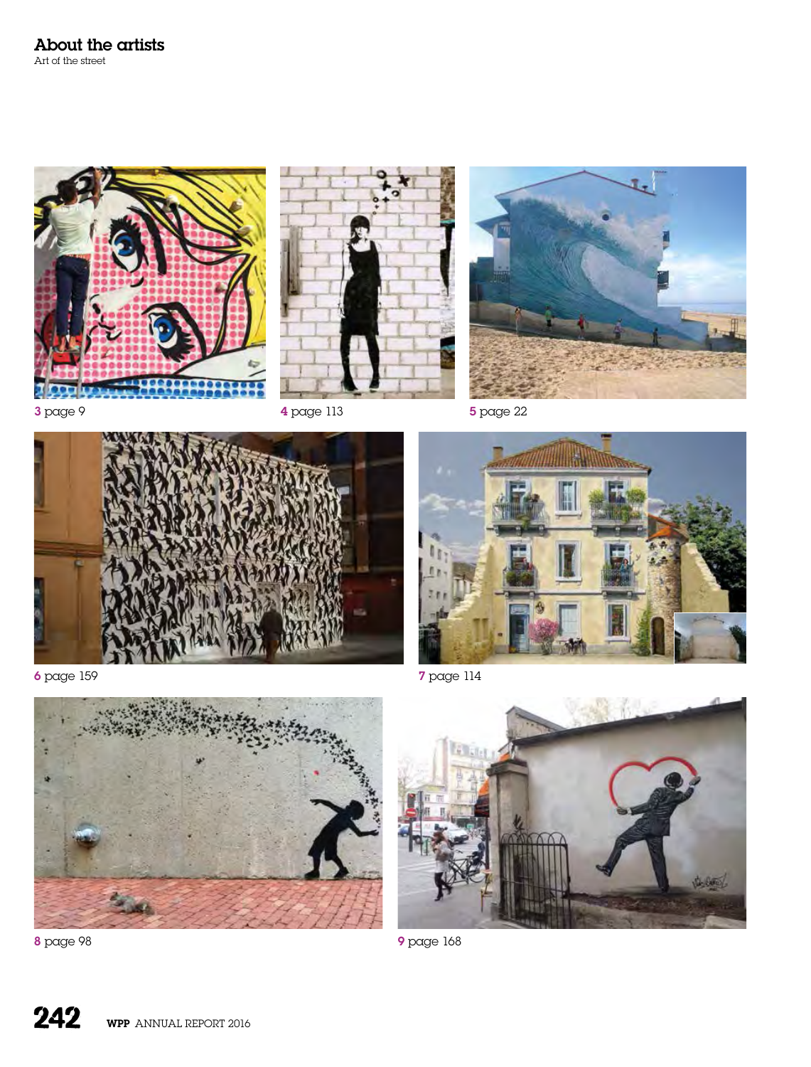## About the artists

Art of the street

**3** page 9

**4** page 113

**5** page 22

**6** page 159

**7** page 114

**8** page 98

**9** page 168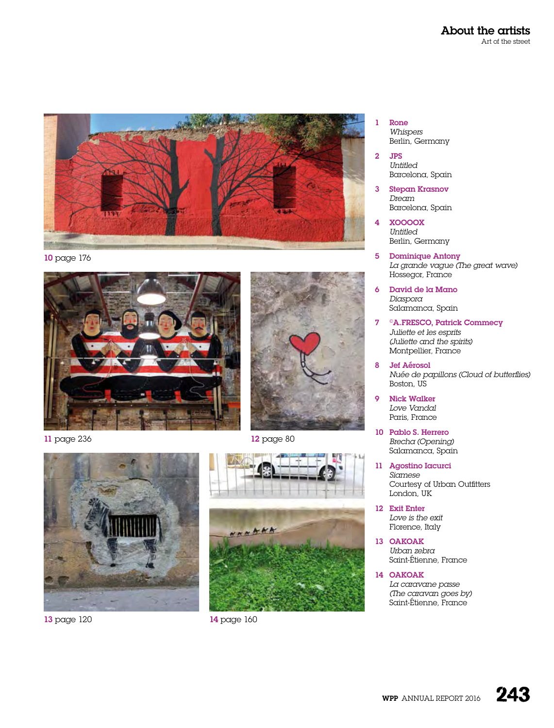# About the artists

Art of the street

10 page 176

11 page 236

12 page 80

13 page 120

14 page 160

1 **Rone**
*Whispers*
Berlin, Germany

2 **JPS**
*Untitled*
Barcelona, Spain

3 **Stepan Krasnov**
*Dream*
Barcelona, Spain

4 **XOOOOX**
*Untitled*
Berlin, Germany

5 **Dominique Antony**
*La grande vague (The great wave)*
Hossegor, France

6 **David de la Mano**
*Diaspora*
Salamanca, Spain

7 **©A.FRESCO, Patrick Commecy**
*Juliette et les esprits (Juliette and the spirits)*
Montpellier, France

8 **Jef Aérosol**
*Nuée de papillons (Cloud of butterflies)*
Boston, US

9 **Nick Walker**
*Love Vandal*
Paris, France

10 **Pablo S. Herrero**
*Brecha (Opening)*
Salamanca, Spain

11 **Agostino Iacurci**
*Siamese*
Courtesy of Urban Outfitters
London, UK

12 **Exit Enter**
*Love is the exit*
Florence, Italy

13 **OAKOAK**
*Urban zebra*
Saint-Étienne, France

14 **OAKOAK**
*La caravane passe (The caravan goes by)*
Saint-Étienne, France